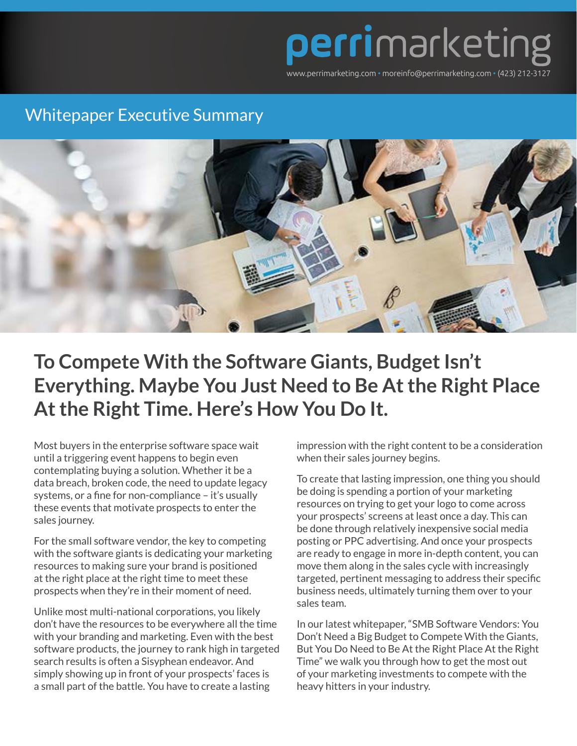perrimarketing

www.perrimarketing.com • moreinfo@perrimarketing.com • (423) 212-3127

## Whitepaper Executive Summary

# To Compete With the Software Giants, Budget Isn't Everything. Maybe You Just Need to Be At the Right Place At the Right Time. Here's How You Do It.

Most buyers in the enterprise software space wait until a triggering event happens to begin even contemplating buying a solution. Whether it be a data breach, broken code, the need to update legacy systems, or a fine for non-compliance – it's usually these events that motivate prospects to enter the sales journey.

For the small software vendor, the key to competing with the software giants is dedicating your marketing resources to making sure your brand is positioned at the right place at the right time to meet these prospects when they're in their moment of need.

Unlike most multi-national corporations, you likely don't have the resources to be everywhere all the time with your branding and marketing. Even with the best software products, the journey to rank high in targeted search results is often a Sisyphean endeavor. And simply showing up in front of your prospects' faces is a small part of the battle. You have to create a lasting impression with the right content to be a consideration when their sales journey begins.

To create that lasting impression, one thing you should be doing is spending a portion of your marketing resources on trying to get your logo to come across your prospects' screens at least once a day. This can be done through relatively inexpensive social media posting or PPC advertising. And once your prospects are ready to engage in more in-depth content, you can move them along in the sales cycle with increasingly targeted, pertinent messaging to address their specific business needs, ultimately turning them over to your sales team.

In our latest whitepaper, "SMB Software Vendors: You Don't Need a Big Budget to Compete With the Giants, But You Do Need to Be At the Right Place At the Right Time" we walk you through how to get the most out of your marketing investments to compete with the heavy hitters in your industry.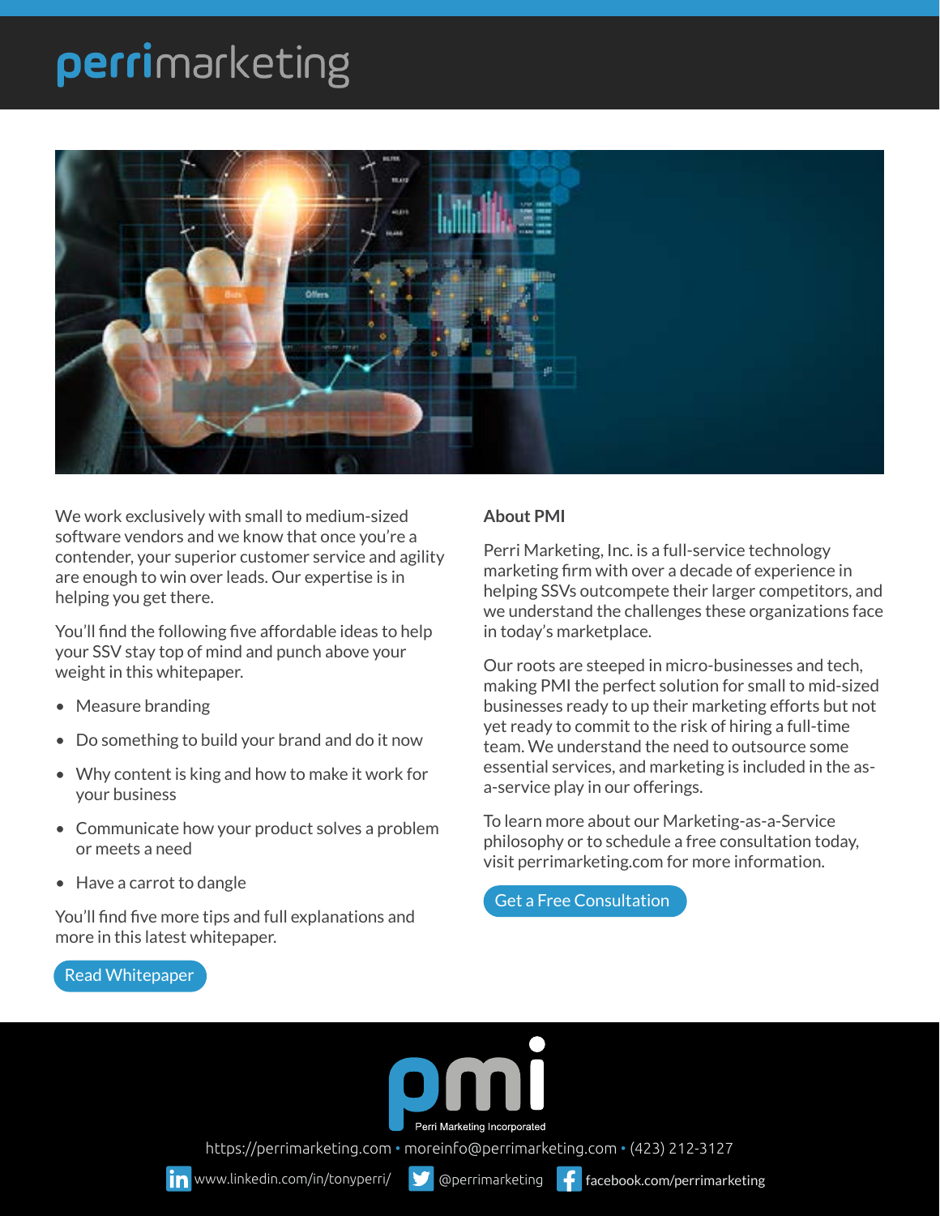# perrimarketing

We work exclusively with small to medium-sized software vendors and we know that once you're a contender, your superior customer service and agility are enough to win over leads. Our expertise is in helping you get there.

You'll find the following five affordable ideas to help your SSV stay top of mind and punch above your weight in this whitepaper.

- Measure branding
- Do something to build your brand and do it now
- Why content is king and how to make it work for your business
- Communicate how your product solves a problem or meets a need
- Have a carrot to dangle

You'll find five more tips and full explanations and more in this latest whitepaper.

Read Whitepaper

**About PMI**

Perri Marketing, Inc. is a full-service technology marketing firm with over a decade of experience in helping SSVs outcompete their larger competitors, and we understand the challenges these organizations face in today's marketplace.

Our roots are steeped in micro-businesses and tech, making PMI the perfect solution for small to mid-sized businesses ready to up their marketing efforts but not yet ready to commit to the risk of hiring a full-time team. We understand the need to outsource some essential services, and marketing is included in the as-a-service play in our offerings.

To learn more about our Marketing-as-a-Service philosophy or to schedule a free consultation today, visit perrimarketing.com for more information.

Get a Free Consultation

pmi
Perri Marketing Incorporated

https://perrimarketing.com • moreinfo@perrimarketing.com • (423) 212-3127

www.linkedin.com/in/tonyperri/ @perrimarketing facebook.com/perrimarketing